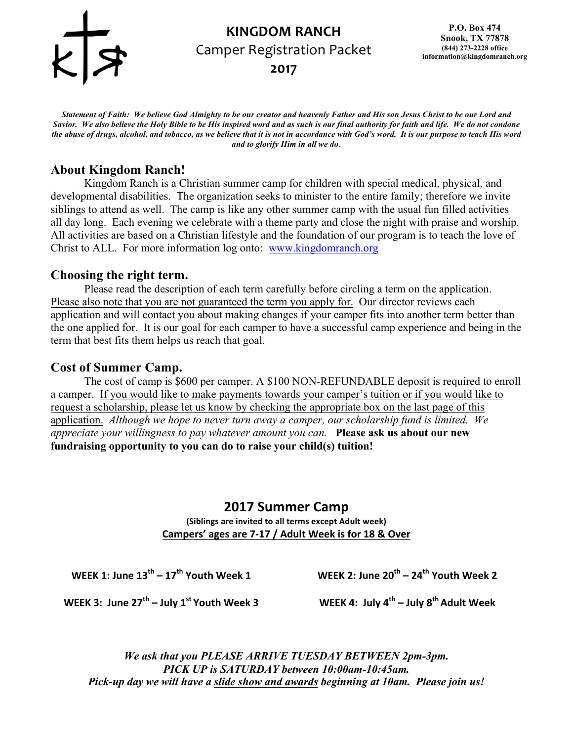# KINGDOM RANCH

Camper Registration Packet

**2017**

**P.O. Box 474**
**Snook, TX 77878**
**(844) 273-2228 office**
**information@kingdomranch.org**

***Statement of Faith: We believe God Almighty to be our creator and heavenly Father and His son Jesus Christ to be our Lord and Savior. We also believe the Holy Bible to be His inspired word and as such is our final authority for faith and life. We do not condone the abuse of drugs, alcohol, and tobacco, as we believe that it is not in accordance with God's word. It is our purpose to teach His word and to glorify Him in all we do.***

## About Kingdom Ranch!

Kingdom Ranch is a Christian summer camp for children with special medical, physical, and developmental disabilities. The organization seeks to minister to the entire family; therefore we invite siblings to attend as well. The camp is like any other summer camp with the usual fun filled activities all day long. Each evening we celebrate with a theme party and close the night with praise and worship. All activities are based on a Christian lifestyle and the foundation of our program is to teach the love of Christ to ALL. For more information log onto: www.kingdomranch.org

## Choosing the right term.

Please read the description of each term carefully before circling a term on the application. Please also note that you are not guaranteed the term you apply for. Our director reviews each application and will contact you about making changes if your camper fits into another term better than the one applied for. It is our goal for each camper to have a successful camp experience and being in the term that best fits them helps us reach that goal.

## Cost of Summer Camp.

The cost of camp is $600 per camper. A $100 NON-REFUNDABLE deposit is required to enroll a camper. If you would like to make payments towards your camper's tuition or if you would like to request a scholarship, please let us know by checking the appropriate box on the last page of this application. *Although we hope to never turn away a camper, our scholarship fund is limited. We appreciate your willingness to pay whatever amount you can.* **Please ask us about our new fundraising opportunity to you can do to raise your child(s) tuition!**

## 2017 Summer Camp

**(Siblings are invited to all terms except Adult week)**

**Campers' ages are 7-17 / Adult Week is for 18 & Over**

**WEEK 1: June 13th – 17th Youth Week 1**

**WEEK 2: June 20th – 24th Youth Week 2**

**WEEK 3: June 27th – July 1st Youth Week 3**

**WEEK 4: July 4th – July 8th Adult Week**

***We ask that you PLEASE ARRIVE TUESDAY BETWEEN 2pm-3pm.***
***PICK UP is SATURDAY between 10:00am-10:45am.***
***Pick-up day we will have a slide show and awards beginning at 10am. Please join us!***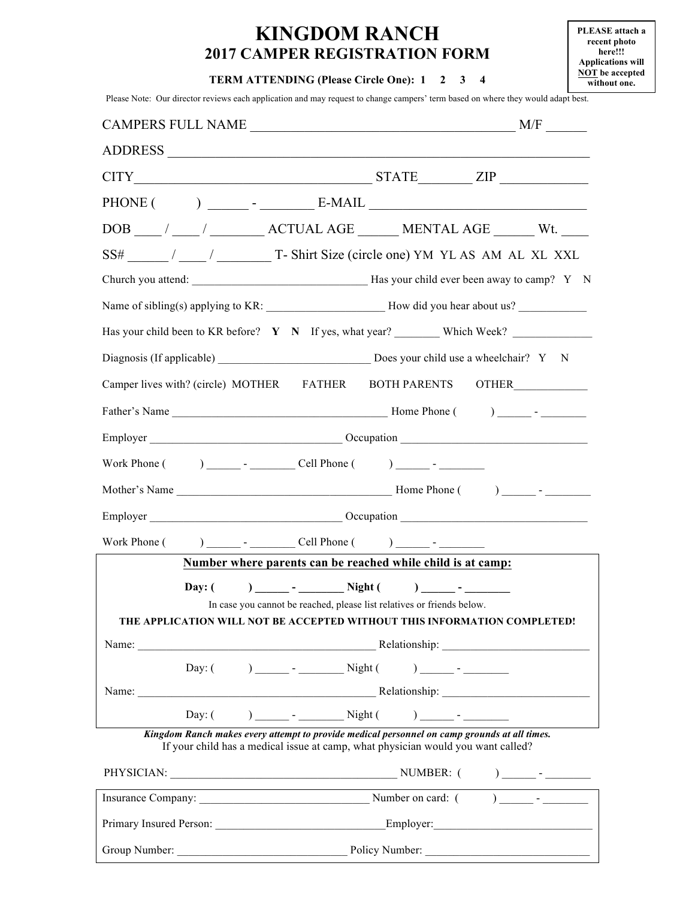# KINGDOM RANCH

## 2017 CAMPER REGISTRATION FORM

**PLEASE attach a recent photo here!!! Applications will NOT be accepted without one.**

**TERM ATTENDING (Please Circle One): 1 2 3 4**

Please Note: Our director reviews each application and may request to change campers' term based on where they would adapt best.

CAMPERS FULL NAME ________________________________________ M/F ______

ADDRESS ______________________________________________________________

CITY___________________________________ STATE________ ZIP _____________

PHONE ( ) ______ - ________ E-MAIL _________________________________

DOB ____ / ____ / ________ ACTUAL AGE ______ MENTAL AGE ______ Wt. ____

SS# ______ / ____ / ________ T- Shirt Size (circle one) YM YL AS AM AL XL XXL

Church you attend: _______________________________ Has your child ever been away to camp? Y N

Name of sibling(s) applying to KR: ____________________ How did you hear about us? ____________

Has your child been to KR before? **Y N** If yes, what year? ________ Which Week? ______________

Diagnosis (If applicable) __________________________ Does your child use a wheelchair? Y N

Camper lives with? (circle) MOTHER FATHER BOTH PARENTS OTHER_____________

Father's Name _____________________________________ Home Phone ( ) ______ - ________

Employer __________________________________ Occupation _________________________________

Work Phone ( ) ______ - ________ Cell Phone ( ) ______ - ________

Mother's Name _____________________________________ Home Phone ( ) ______ - ________

Employer __________________________________ Occupation _________________________________

Work Phone ( ) ______ - ________ Cell Phone ( ) ______ - ________

**Number where parents can be reached while child is at camp:**

**Day: ( ) ______ - ________ Night ( ) ______ - ________**

In case you cannot be reached, please list relatives or friends below.

**THE APPLICATION WILL NOT BE ACCEPTED WITHOUT THIS INFORMATION COMPLETED!**

Name: ___________________________________________ Relationship: __________________________

Day: ( ) ______ - ________ Night ( ) ______ - ________

Name: ___________________________________________ Relationship: __________________________

Day: ( ) ______ - ________ Night ( ) ______ - ________

***Kingdom Ranch makes every attempt to provide medical personnel on camp grounds at all times.***

If your child has a medical issue at camp, what physician would you want called?

PHYSICIAN: _______________________________________ NUMBER: ( ) ______ - ________

Insurance Company: ______________________________ Number on card: ( ) ______ - ________

Primary Insured Person: ______________________________Employer:___________________________

Group Number: ______________________________ Policy Number: ____________________________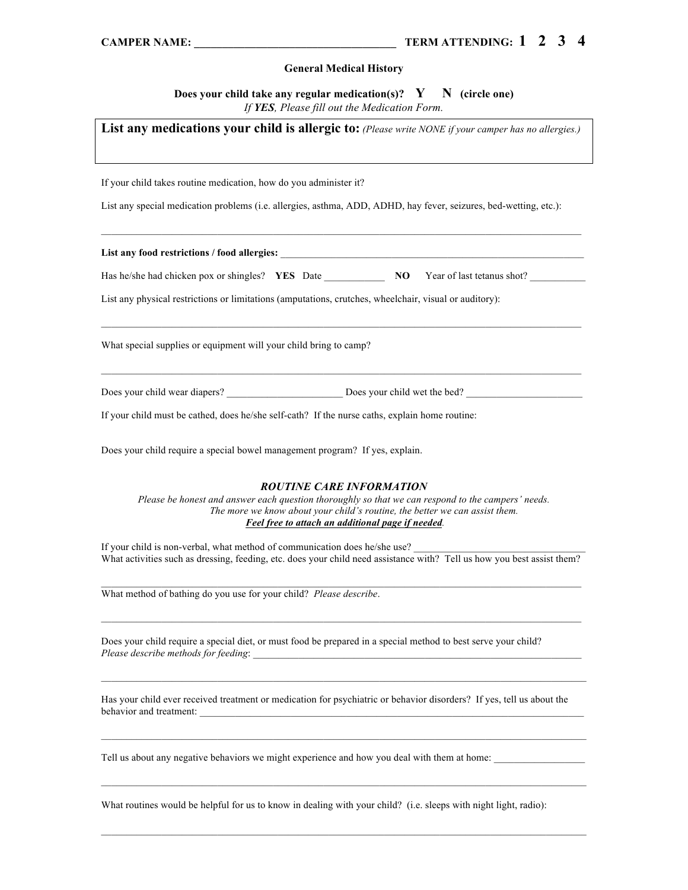**CAMPER NAME: ___________________________________ TERM ATTENDING: 1 2 3 4**

## General Medical History

**Does your child take any regular medication(s)? Y N (circle one)**
*If **YES**, Please fill out the Medication Form.*

**List any medications your child is allergic to:** *(Please write NONE if your camper has no allergies.)*

If your child takes routine medication, how do you administer it?

List any special medication problems (i.e. allergies, asthma, ADD, ADHD, hay fever, seizures, bed-wetting, etc.):

_______________________________________________________________________________________________

**List any food restrictions / food allergies:** _______________________________________________________________

Has he/she had chicken pox or shingles? **YES** Date ____________ **NO** Year of last tetanus shot? ___________

List any physical restrictions or limitations (amputations, crutches, wheelchair, visual or auditory):

_______________________________________________________________________________________________

What special supplies or equipment will your child bring to camp?

_______________________________________________________________________________________________

Does your child wear diapers? _______________________ Does your child wet the bed? _______________________

If your child must be cathed, does he/she self-cath? If the nurse caths, explain home routine:

Does your child require a special bowel management program? If yes, explain.

### *ROUTINE CARE INFORMATION*

*Please be honest and answer each question thoroughly so that we can respond to the campers' needs.*
*The more we know about your child's routine, the better we can assist them.*
***Feel free to attach an additional page if needed*.**

If your child is non-verbal, what method of communication does he/she use? __________________________________
What activities such as dressing, feeding, etc. does your child need assistance with? Tell us how you best assist them?

_______________________________________________________________________________________________

What method of bathing do you use for your child? *Please describe*.

_______________________________________________________________________________________________

Does your child require a special diet, or must food be prepared in a special method to best serve your child?
*Please describe methods for feeding*: _____________________________________________________________________

_______________________________________________________________________________________________

Has your child ever received treatment or medication for psychiatric or behavior disorders? If yes, tell us about the behavior and treatment: _________________________________________________________________________________

_______________________________________________________________________________________________

Tell us about any negative behaviors we might experience and how you deal with them at home: __________________

_______________________________________________________________________________________________

What routines would be helpful for us to know in dealing with your child? (i.e. sleeps with night light, radio):

_______________________________________________________________________________________________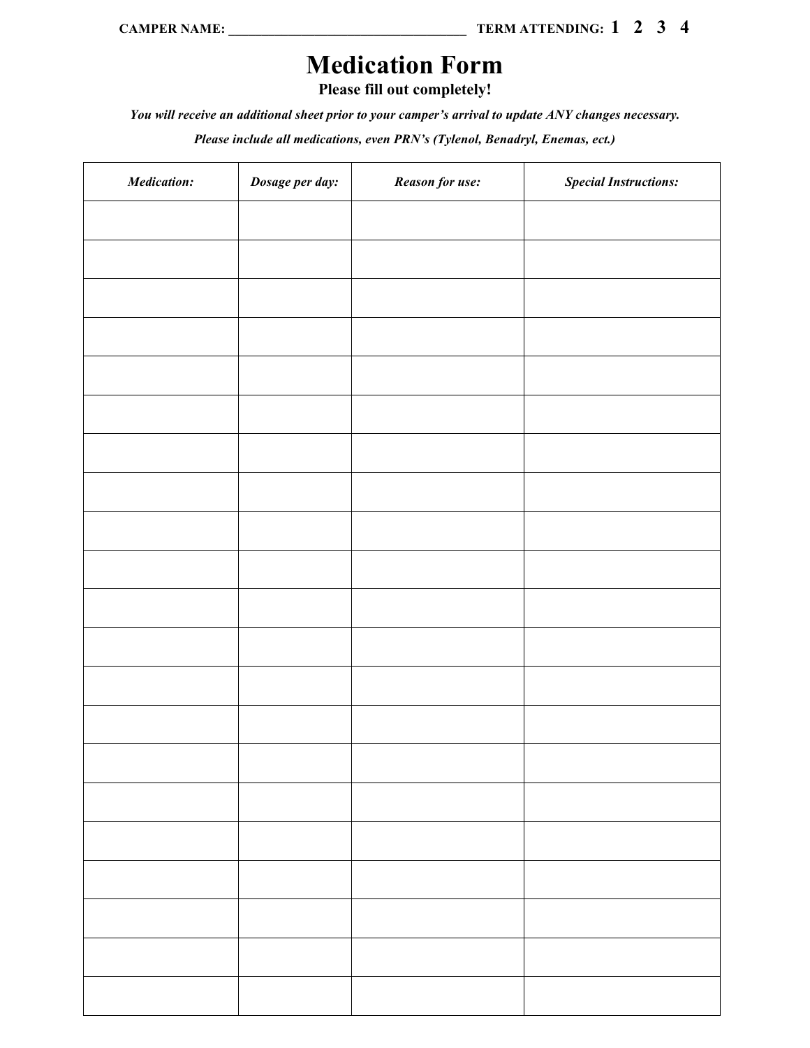**CAMPER NAME:** ________________________________ **TERM ATTENDING: 1 2 3 4**

# Medication Form

**Please fill out completely!**

***You will receive an additional sheet prior to your camper's arrival to update ANY changes necessary.***

***Please include all medications, even PRN's (Tylenol, Benadryl, Enemas, ect.)***

| *Medication:* | *Dosage per day:* | *Reason for use:* | *Special Instructions:* |
|---|---|---|---|
| | | | |
| | | | |
| | | | |
| | | | |
| | | | |
| | | | |
| | | | |
| | | | |
| | | | |
| | | | |
| | | | |
| | | | |
| | | | |
| | | | |
| | | | |
| | | | |
| | | | |
| | | | |
| | | | |
| | | | |
| | | | |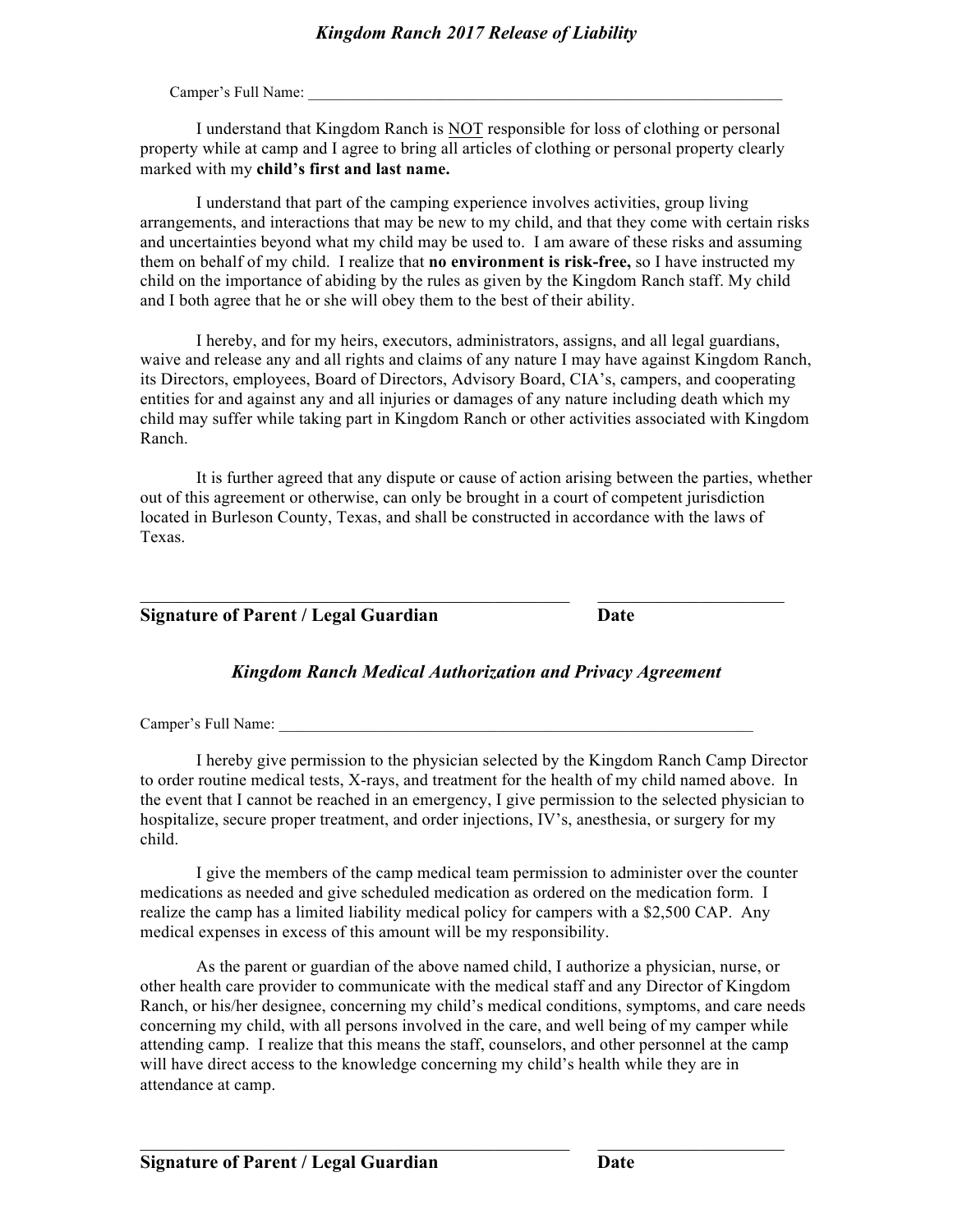## *Kingdom Ranch 2017 Release of Liability*

Camper's Full Name: ___________________________________________________________________

I understand that Kingdom Ranch is <u>NOT</u> responsible for loss of clothing or personal property while at camp and I agree to bring all articles of clothing or personal property clearly marked with my **child's first and last name.**

I understand that part of the camping experience involves activities, group living arrangements, and interactions that may be new to my child, and that they come with certain risks and uncertainties beyond what my child may be used to. I am aware of these risks and assuming them on behalf of my child. I realize that **no environment is risk-free,** so I have instructed my child on the importance of abiding by the rules as given by the Kingdom Ranch staff. My child and I both agree that he or she will obey them to the best of their ability.

I hereby, and for my heirs, executors, administrators, assigns, and all legal guardians, waive and release any and all rights and claims of any nature I may have against Kingdom Ranch, its Directors, employees, Board of Directors, Advisory Board, CIA's, campers, and cooperating entities for and against any and all injuries or damages of any nature including death which my child may suffer while taking part in Kingdom Ranch or other activities associated with Kingdom Ranch.

It is further agreed that any dispute or cause of action arising between the parties, whether out of this agreement or otherwise, can only be brought in a court of competent jurisdiction located in Burleson County, Texas, and shall be constructed in accordance with the laws of Texas.

_______________________________________________ _____________________

**Signature of Parent / Legal Guardian** **Date**

## *Kingdom Ranch Medical Authorization and Privacy Agreement*

Camper's Full Name: ___________________________________________________________________

I hereby give permission to the physician selected by the Kingdom Ranch Camp Director to order routine medical tests, X-rays, and treatment for the health of my child named above. In the event that I cannot be reached in an emergency, I give permission to the selected physician to hospitalize, secure proper treatment, and order injections, IV's, anesthesia, or surgery for my child.

I give the members of the camp medical team permission to administer over the counter medications as needed and give scheduled medication as ordered on the medication form. I realize the camp has a limited liability medical policy for campers with a $2,500 CAP. Any medical expenses in excess of this amount will be my responsibility.

As the parent or guardian of the above named child, I authorize a physician, nurse, or other health care provider to communicate with the medical staff and any Director of Kingdom Ranch, or his/her designee, concerning my child's medical conditions, symptoms, and care needs concerning my child, with all persons involved in the care, and well being of my camper while attending camp. I realize that this means the staff, counselors, and other personnel at the camp will have direct access to the knowledge concerning my child's health while they are in attendance at camp.

_______________________________________________ _____________________

**Signature of Parent / Legal Guardian** **Date**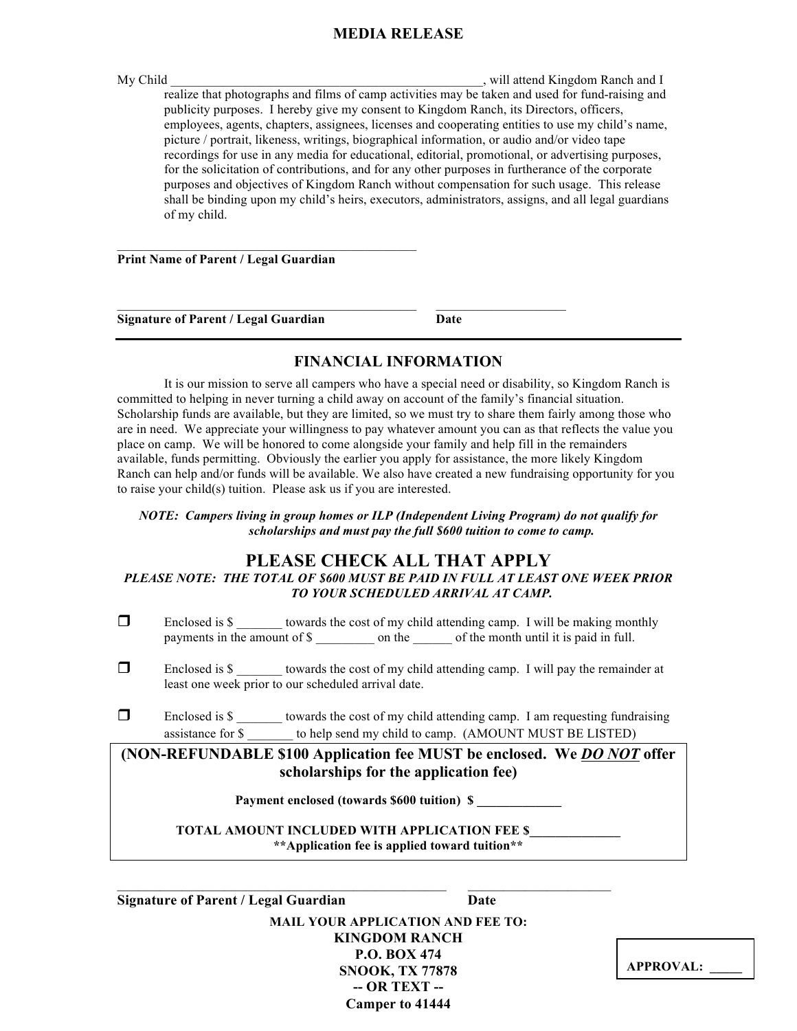# MEDIA RELEASE

My Child \_\_\_\_\_\_\_\_\_\_\_\_\_\_\_\_\_\_\_\_\_\_\_\_\_\_\_\_\_\_\_\_\_\_\_\_\_\_\_\_\_\_\_\_\_\_\_\_, will attend Kingdom Ranch and I realize that photographs and films of camp activities may be taken and used for fund-raising and publicity purposes. I hereby give my consent to Kingdom Ranch, its Directors, officers, employees, agents, chapters, assignees, licenses and cooperating entities to use my child's name, picture / portrait, likeness, writings, biographical information, or audio and/or video tape recordings for use in any media for educational, editorial, promotional, or advertising purposes, for the solicitation of contributions, and for any other purposes in furtherance of the corporate purposes and objectives of Kingdom Ranch without compensation for such usage. This release shall be binding upon my child's heirs, executors, administrators, assigns, and all legal guardians of my child.

\_\_\_\_\_\_\_\_\_\_\_\_\_\_\_\_\_\_\_\_\_\_\_\_\_\_\_\_\_\_\_\_\_\_\_\_\_\_\_\_\_\_\_\_
**Print Name of Parent / Legal Guardian**

\_\_\_\_\_\_\_\_\_\_\_\_\_\_\_\_\_\_\_\_\_\_\_\_\_\_\_\_\_\_\_\_\_\_\_\_\_\_\_\_\_\_\_\_ \_\_\_\_\_\_\_\_\_\_\_\_\_\_\_\_\_\_\_\_
**Signature of Parent / Legal Guardian** **Date**

---

## FINANCIAL INFORMATION

It is our mission to serve all campers who have a special need or disability, so Kingdom Ranch is committed to helping in never turning a child away on account of the family's financial situation. Scholarship funds are available, but they are limited, so we must try to share them fairly among those who are in need. We appreciate your willingness to pay whatever amount you can as that reflects the value you place on camp. We will be honored to come alongside your family and help fill in the remainders available, funds permitting. Obviously the earlier you apply for assistance, the more likely Kingdom Ranch can help and/or funds will be available. We also have created a new fundraising opportunity for you to raise your child(s) tuition. Please ask us if you are interested.

***NOTE: Campers living in group homes or ILP (Independent Living Program) do not qualify for scholarships and must pay the full $600 tuition to come to camp.***

## PLEASE CHECK ALL THAT APPLY

***PLEASE NOTE: THE TOTAL OF $600 MUST BE PAID IN FULL AT LEAST ONE WEEK PRIOR TO YOUR SCHEDULED ARRIVAL AT CAMP.***

- ❒ Enclosed is $ \_\_\_\_\_\_\_ towards the cost of my child attending camp. I will be making monthly payments in the amount of $ \_\_\_\_\_\_\_\_\_ on the \_\_\_\_\_\_ of the month until it is paid in full.
- ❒ Enclosed is $ \_\_\_\_\_\_\_ towards the cost of my child attending camp. I will pay the remainder at least one week prior to our scheduled arrival date.
- ❒ Enclosed is $ \_\_\_\_\_\_\_ towards the cost of my child attending camp. I am requesting fundraising assistance for $ \_\_\_\_\_\_\_ to help send my child to camp. (AMOUNT MUST BE LISTED)

**(NON-REFUNDABLE $100 Application fee MUST be enclosed. We *DO NOT* offer scholarships for the application fee)**

**Payment enclosed (towards $600 tuition) $ \_\_\_\_\_\_\_\_\_\_\_\_\_**

**TOTAL AMOUNT INCLUDED WITH APPLICATION FEE $\_\_\_\_\_\_\_\_\_\_\_\_\_\_**
****Application fee is applied toward tuition****

\_\_\_\_\_\_\_\_\_\_\_\_\_\_\_\_\_\_\_\_\_\_\_\_\_\_\_\_\_\_\_\_\_\_\_\_\_\_\_\_\_\_\_\_\_\_\_\_ \_\_\_\_\_\_\_\_\_\_\_\_\_\_\_\_\_\_\_\_\_\_
**Signature of Parent / Legal Guardian** **Date**

**MAIL YOUR APPLICATION AND FEE TO:**
**KINGDOM RANCH**
**P.O. BOX 474**
**SNOOK, TX 77878**
**-- OR TEXT --**
**Camper to 41444**

**APPROVAL: \_\_\_\_\_**